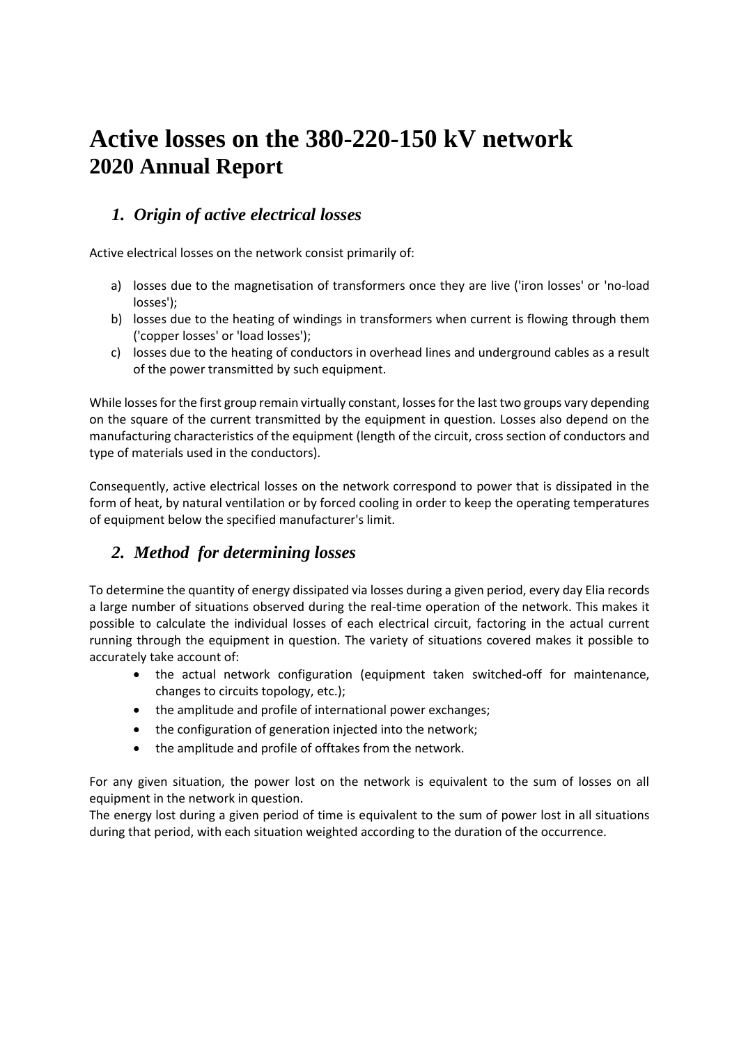# Active losses on the 380-220-150 kV network
## 2020 Annual Report

### *1. Origin of active electrical losses*

Active electrical losses on the network consist primarily of:

a) losses due to the magnetisation of transformers once they are live ('iron losses' or 'no-load losses');
b) losses due to the heating of windings in transformers when current is flowing through them ('copper losses' or 'load losses');
c) losses due to the heating of conductors in overhead lines and underground cables as a result of the power transmitted by such equipment.

While losses for the first group remain virtually constant, losses for the last two groups vary depending on the square of the current transmitted by the equipment in question. Losses also depend on the manufacturing characteristics of the equipment (length of the circuit, cross section of conductors and type of materials used in the conductors).

Consequently, active electrical losses on the network correspond to power that is dissipated in the form of heat, by natural ventilation or by forced cooling in order to keep the operating temperatures of equipment below the specified manufacturer's limit.

### *2. Method for determining losses*

To determine the quantity of energy dissipated via losses during a given period, every day Elia records a large number of situations observed during the real-time operation of the network. This makes it possible to calculate the individual losses of each electrical circuit, factoring in the actual current running through the equipment in question. The variety of situations covered makes it possible to accurately take account of:

- the actual network configuration (equipment taken switched-off for maintenance, changes to circuits topology, etc.);
- the amplitude and profile of international power exchanges;
- the configuration of generation injected into the network;
- the amplitude and profile of offtakes from the network.

For any given situation, the power lost on the network is equivalent to the sum of losses on all equipment in the network in question.
The energy lost during a given period of time is equivalent to the sum of power lost in all situations during that period, with each situation weighted according to the duration of the occurrence.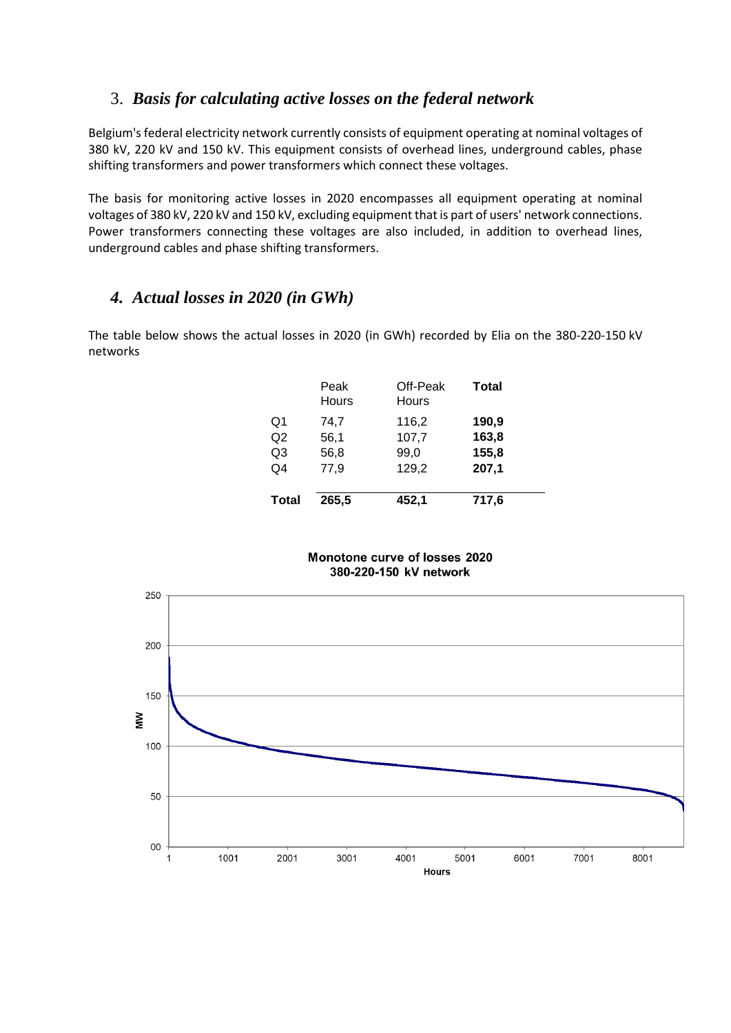## 3. *Basis for calculating active losses on the federal network*

Belgium's federal electricity network currently consists of equipment operating at nominal voltages of 380 kV, 220 kV and 150 kV. This equipment consists of overhead lines, underground cables, phase shifting transformers and power transformers which connect these voltages.

The basis for monitoring active losses in 2020 encompasses all equipment operating at nominal voltages of 380 kV, 220 kV and 150 kV, excluding equipment that is part of users' network connections. Power transformers connecting these voltages are also included, in addition to overhead lines, underground cables and phase shifting transformers.

## 4. *Actual losses in 2020 (in GWh)*

The table below shows the actual losses in 2020 (in GWh) recorded by Elia on the 380-220-150 kV networks

| | Peak Hours | Off-Peak Hours | **Total** |
|---|---|---|---|
| Q1 | 74,7 | 116,2 | **190,9** |
| Q2 | 56,1 | 107,7 | **163,8** |
| Q3 | 56,8 | 99,0 | **155,8** |
| Q4 | 77,9 | 129,2 | **207,1** |
| **Total** | **265,5** | **452,1** | **717,6** |

**Monotone curve of losses 2020**
**380-220-150 kV network**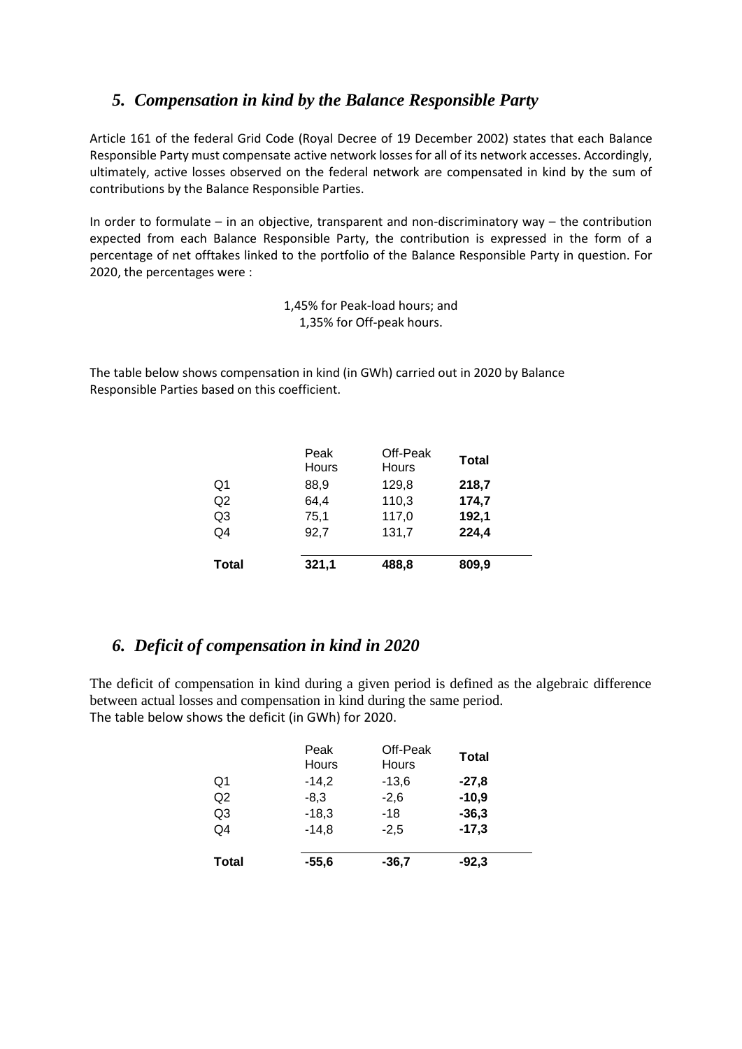## *5. Compensation in kind by the Balance Responsible Party*

Article 161 of the federal Grid Code (Royal Decree of 19 December 2002) states that each Balance Responsible Party must compensate active network losses for all of its network accesses. Accordingly, ultimately, active losses observed on the federal network are compensated in kind by the sum of contributions by the Balance Responsible Parties.

In order to formulate – in an objective, transparent and non-discriminatory way – the contribution expected from each Balance Responsible Party, the contribution is expressed in the form of a percentage of net offtakes linked to the portfolio of the Balance Responsible Party in question. For 2020, the percentages were :

1,45% for Peak-load hours; and
1,35% for Off-peak hours.

The table below shows compensation in kind (in GWh) carried out in 2020 by Balance Responsible Parties based on this coefficient.

| | Peak Hours | Off-Peak Hours | **Total** |
|---|---|---|---|
| Q1 | 88,9 | 129,8 | **218,7** |
| Q2 | 64,4 | 110,3 | **174,7** |
| Q3 | 75,1 | 117,0 | **192,1** |
| Q4 | 92,7 | 131,7 | **224,4** |
| **Total** | **321,1** | **488,8** | **809,9** |

## *6. Deficit of compensation in kind in 2020*

The deficit of compensation in kind during a given period is defined as the algebraic difference between actual losses and compensation in kind during the same period.
The table below shows the deficit (in GWh) for 2020.

| | Peak Hours | Off-Peak Hours | **Total** |
|---|---|---|---|
| Q1 | -14,2 | -13,6 | **-27,8** |
| Q2 | -8,3 | -2,6 | **-10,9** |
| Q3 | -18,3 | -18 | **-36,3** |
| Q4 | -14,8 | -2,5 | **-17,3** |
| **Total** | **-55,6** | **-36,7** | **-92,3** |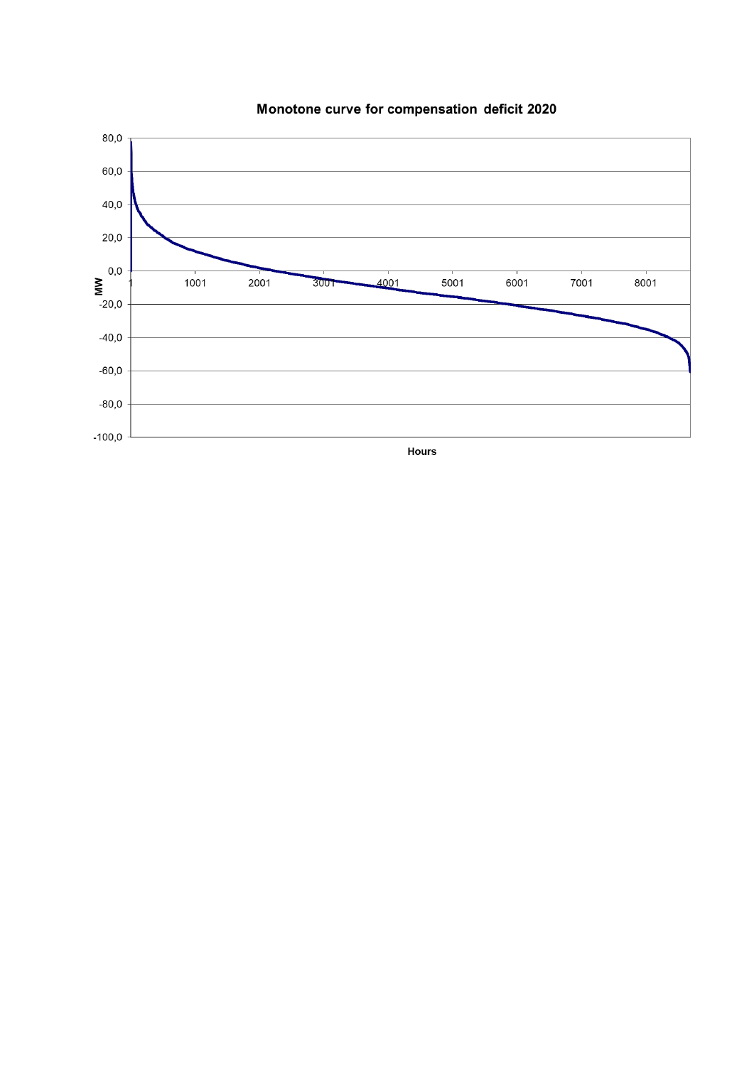**Monotone curve for compensation deficit 2020**

MW

80,0
60,0
40,0
20,0
0,0
-20,0
-40,0
-60,0
-80,0
-100,0

1
1001
2001
3001
4001
5001
6001
7001
8001

Hours